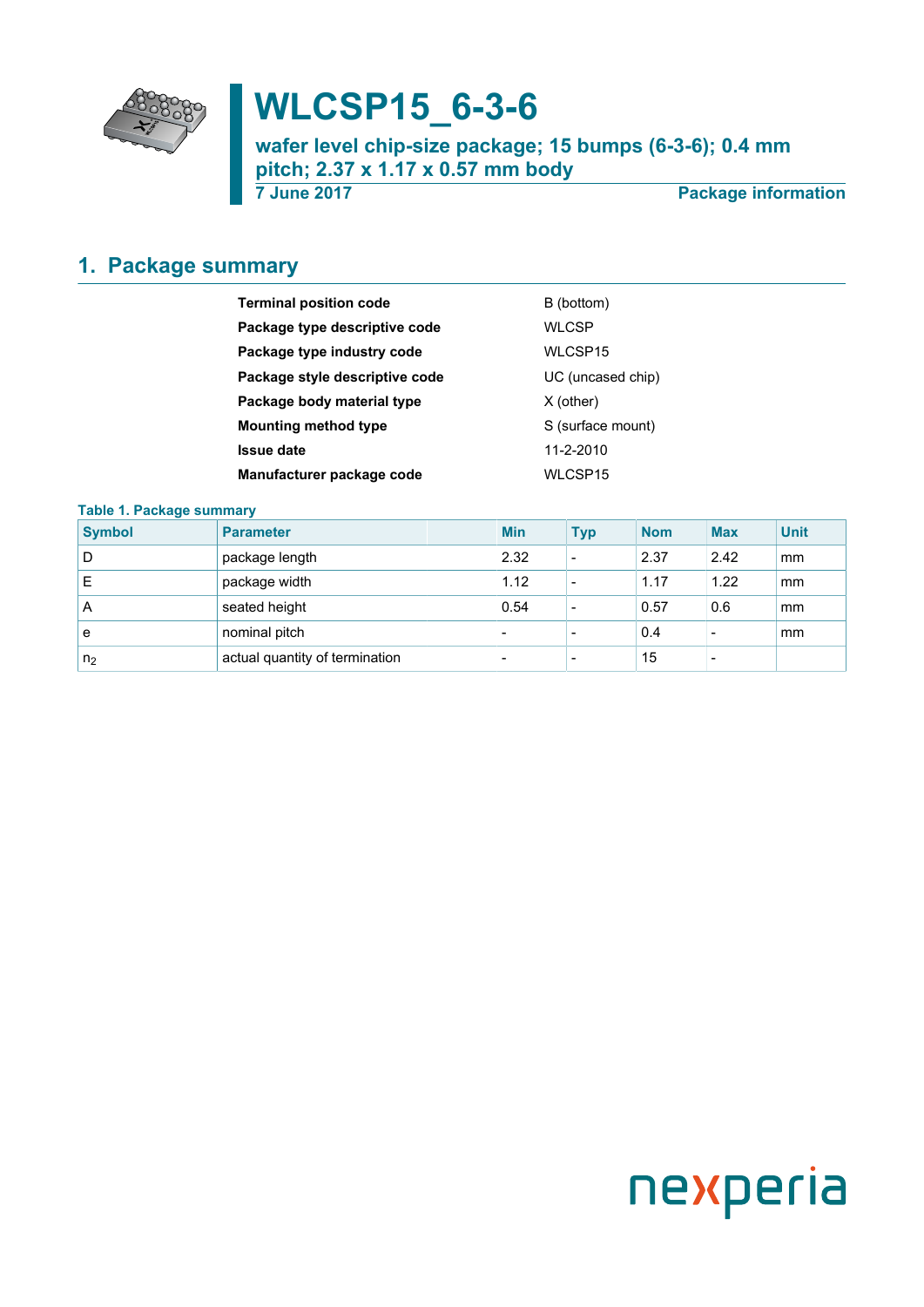# WLCSP15_6-3-6

**wafer level chip-size package; 15 bumps (6-3-6); 0.4 mm pitch; 2.37 x 1.17 x 0.57 mm body**

**7 June 2017** **Package information**

## 1. Package summary

| | |
|---|---|
| **Terminal position code** | B (bottom) |
| **Package type descriptive code** | WLCSP |
| **Package type industry code** | WLCSP15 |
| **Package style descriptive code** | UC (uncased chip) |
| **Package body material type** | X (other) |
| **Mounting method type** | S (surface mount) |
| **Issue date** | 11-2-2010 |
| **Manufacturer package code** | WLCSP15 |

**Table 1. Package summary**

| Symbol | Parameter | Min | Typ | Nom | Max | Unit |
|---|---|---|---|---|---|---|
| D | package length | 2.32 | - | 2.37 | 2.42 | mm |
| E | package width | 1.12 | - | 1.17 | 1.22 | mm |
| A | seated height | 0.54 | - | 0.57 | 0.6 | mm |
| e | nominal pitch | - | - | 0.4 | - | mm |
| $n_2$ | actual quantity of termination | - | - | 15 | - | |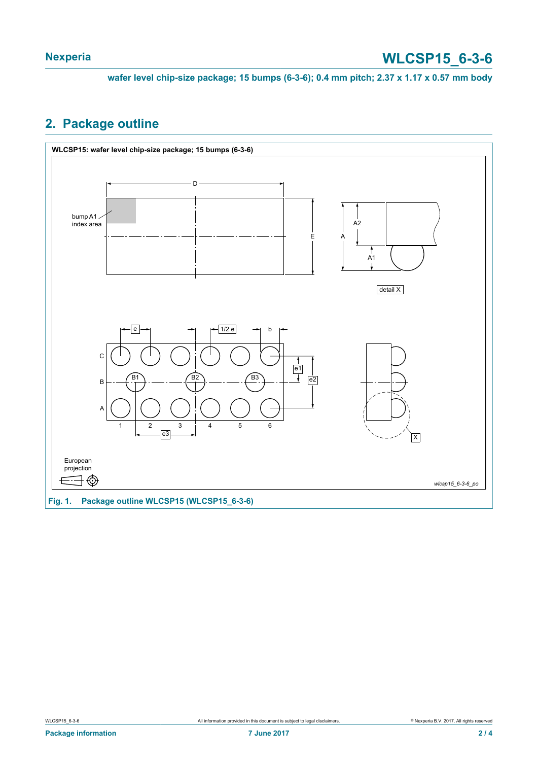## 2. Package outline

WLCSP15: wafer level chip-size package; 15 bumps (6-3-6)

bump A1 index area

D

E

A2

A

A1

detail X

e

1/2 e

b

C

B

A

B1

B2

B3

e1

e2

1 2 3 4 5 6

e3

X

European projection

*wlcsp15_6-3-6_po*

**Fig. 1. Package outline WLCSP15 (WLCSP15_6-3-6)**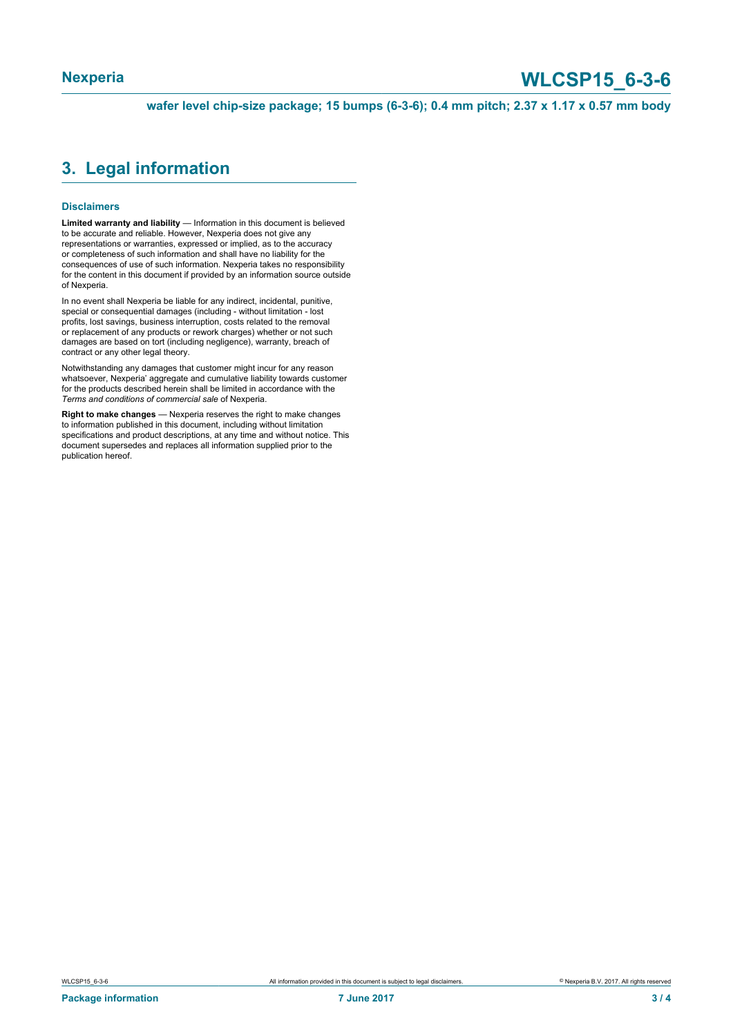## 3. Legal information

### Disclaimers

**Limited warranty and liability** — Information in this document is believed to be accurate and reliable. However, Nexperia does not give any representations or warranties, expressed or implied, as to the accuracy or completeness of such information and shall have no liability for the consequences of use of such information. Nexperia takes no responsibility for the content in this document if provided by an information source outside of Nexperia.

In no event shall Nexperia be liable for any indirect, incidental, punitive, special or consequential damages (including - without limitation - lost profits, lost savings, business interruption, costs related to the removal or replacement of any products or rework charges) whether or not such damages are based on tort (including negligence), warranty, breach of contract or any other legal theory.

Notwithstanding any damages that customer might incur for any reason whatsoever, Nexperia' aggregate and cumulative liability towards customer for the products described herein shall be limited in accordance with the *Terms and conditions of commercial sale* of Nexperia.

**Right to make changes** — Nexperia reserves the right to make changes to information published in this document, including without limitation specifications and product descriptions, at any time and without notice. This document supersedes and replaces all information supplied prior to the publication hereof.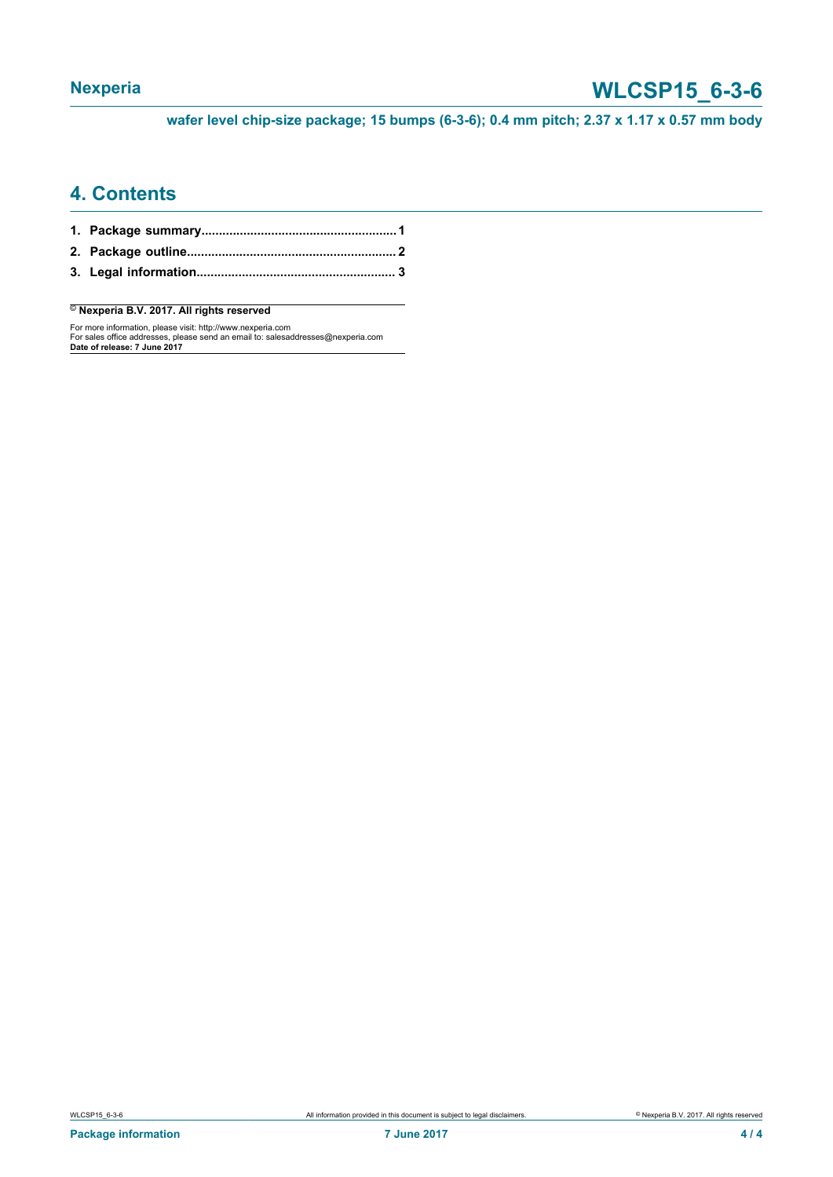## 4. Contents

**1. Package summary....................................................... 1**

**2. Package outline........................................................... 2**

**3. Legal information........................................................ 3**

**© Nexperia B.V. 2017. All rights reserved**

For more information, please visit: http://www.nexperia.com
For sales office addresses, please send an email to: salesaddresses@nexperia.com
**Date of release: 7 June 2017**